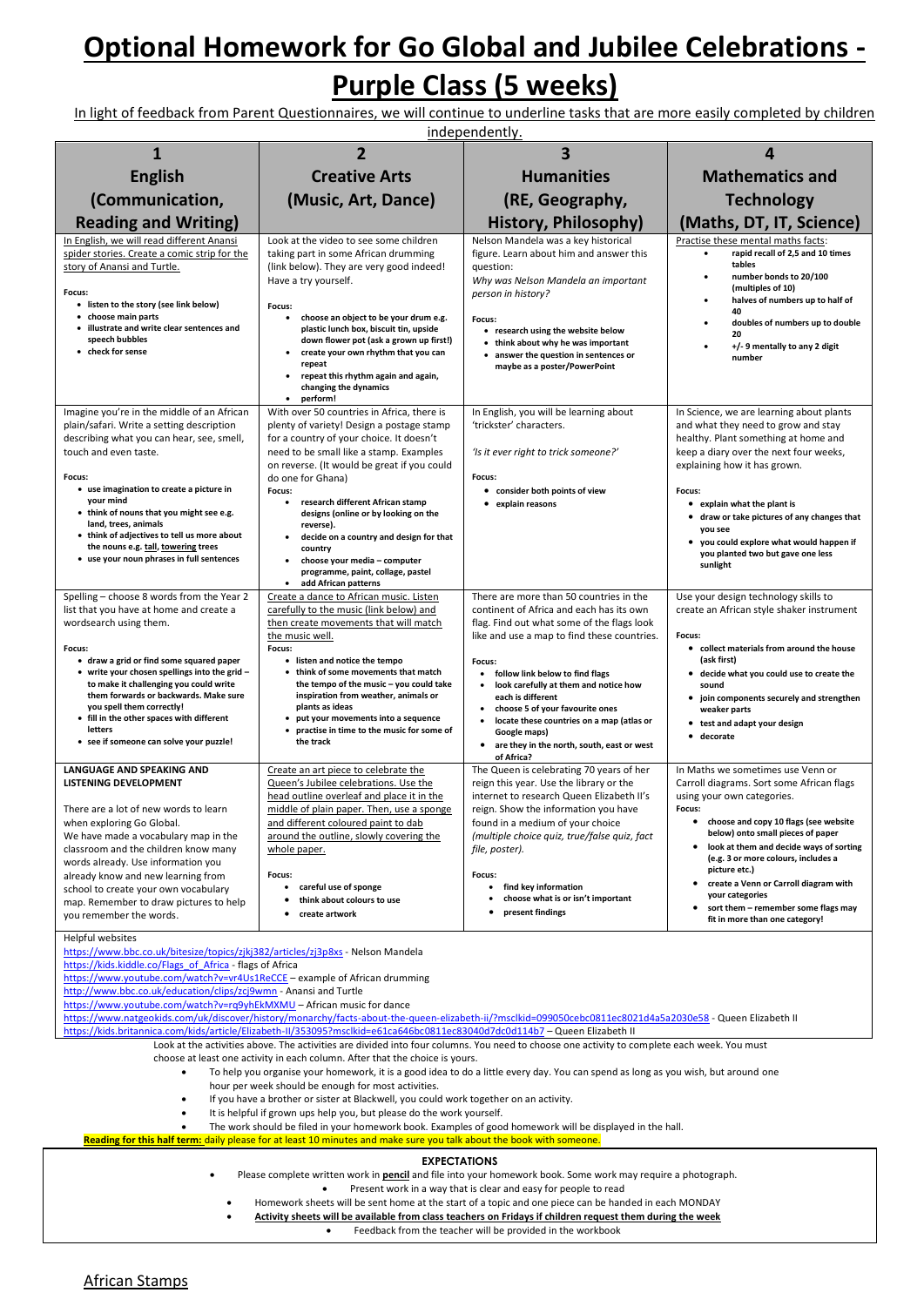# Optional Homework for Go Global and Jubilee Celebrations - Purple Class (5 weeks)

In light of feedback from Parent Questionnaires, we will continue to underline tasks that are more easily completed by children independently.

| 1 English (Communication, Reading and Writing) | 2 Creative Arts (Music, Art, Dance) | 3 Humanities (RE, Geography, History, Philosophy) | 4 Mathematics and Technology (Maths, DT, IT, Science) |
|---|---|---|---|
| In English, we will read different Anansi spider stories. Create a comic strip for the story of Anansi and Turtle.<br><br>**Focus:**<br>• **listen to the story (see link below)**<br>• **choose main parts**<br>• **illustrate and write clear sentences and speech bubbles**<br>• **check for sense** | Look at the video to see some children taking part in some African drumming (link below). They are very good indeed! Have a try yourself.<br><br>**Focus:**<br>• **choose an object to be your drum e.g. plastic lunch box, biscuit tin, upside down flower pot (ask a grown up first!)**<br>• **create your own rhythm that you can repeat**<br>• **repeat this rhythm again and again, changing the dynamics**<br>• **perform!** | Nelson Mandela was a key historical figure. Learn about him and answer this question:<br>*Why was Nelson Mandela an important person in history?*<br><br>**Focus:**<br>• **research using the website below**<br>• **think about why he was important**<br>• **answer the question in sentences or maybe as a poster/PowerPoint** | Practise these mental maths facts:<br>• **rapid recall of 2,5 and 10 times tables**<br>• **number bonds to 20/100 (multiples of 10)**<br>• **halves of numbers up to half of 40**<br>• **doubles of numbers up to double 20**<br>• **+/- 9 mentally to any 2 digit number** |
| Imagine you're in the middle of an African plain/safari. Write a setting description describing what you can hear, see, smell, touch and even taste.<br><br>**Focus:**<br>• **use imagination to create a picture in your mind**<br>• **think of nouns that you might see e.g. land, trees, animals**<br>• **think of adjectives to tell us more about the nouns e.g. tall, towering trees**<br>• **use your noun phrases in full sentences** | With over 50 countries in Africa, there is plenty of variety! Design a postage stamp for a country of your choice. It doesn't need to be small like a stamp. Examples on reverse. (It would be great if you could do one for Ghana)<br>**Focus:**<br>• **research different African stamp designs (online or by looking on the reverse).**<br>• **decide on a country and design for that country**<br>• **choose your media – computer programme, paint, collage, pastel**<br>• **add African patterns** | In English, you will be learning about 'trickster' characters.<br><br>*'Is it ever right to trick someone?'*<br><br>**Focus:**<br>• **consider both points of view**<br>• **explain reasons** | In Science, we are learning about plants and what they need to grow and stay healthy. Plant something at home and keep a diary over the next four weeks, explaining how it has grown.<br><br>**Focus:**<br>• **explain what the plant is**<br>• **draw or take pictures of any changes that you see**<br>• **you could explore what would happen if you planted two but gave one less sunlight** |
| Spelling – choose 8 words from the Year 2 list that you have at home and create a wordsearch using them.<br><br>**Focus:**<br>• **draw a grid or find some squared paper**<br>• **write your chosen spellings into the grid – to make it challenging you could write them forwards or backwards. Make sure you spell them correctly!**<br>• **fill in the other spaces with different letters**<br>• **see if someone can solve your puzzle!** | Create a dance to African music. Listen carefully to the music (link below) and then create movements that will match the music well.<br>**Focus:**<br>• **listen and notice the tempo**<br>• **think of some movements that match the tempo of the music – you could take inspiration from weather, animals or plants as ideas**<br>• **put your movements into a sequence**<br>• **practise in time to the music for some of the track** | There are more than 50 countries in the continent of Africa and each has its own flag. Find out what some of the flags look like and use a map to find these countries.<br><br>**Focus:**<br>• **follow link below to find flags**<br>• **look carefully at them and notice how each is different**<br>• **choose 5 of your favourite ones**<br>• **locate these countries on a map (atlas or Google maps)**<br>• **are they in the north, south, east or west of Africa?** | Use your design technology skills to create an African style shaker instrument<br><br>**Focus:**<br>• **collect materials from around the house (ask first)**<br>• **decide what you could use to create the sound**<br>• **join components securely and strengthen weaker parts**<br>• **test and adapt your design**<br>• **decorate** |
| **LANGUAGE AND SPEAKING AND LISTENING DEVELOPMENT**<br><br>There are a lot of new words to learn when exploring Go Global.<br>We have made a vocabulary map in the classroom and the children know many words already. Use information you already know and new learning from school to create your own vocabulary map. Remember to draw pictures to help you remember the words. | Create an art piece to celebrate the Queen's Jubilee celebrations. Use the head outline overleaf and place it in the middle of plain paper. Then, use a sponge and different coloured paint to dab around the outline, slowly covering the whole paper.<br><br>**Focus:**<br>• **careful use of sponge**<br>• **think about colours to use**<br>• **create artwork** | The Queen is celebrating 70 years of her reign this year. Use the library or the internet to research Queen Elizabeth II's reign. Show the information you have found in a medium of your choice *(multiple choice quiz, true/false quiz, fact file, poster).*<br><br>**Focus:**<br>• **find key information**<br>• **choose what is or isn't important**<br>• **present findings** | In Maths we sometimes use Venn or Carroll diagrams. Sort some African flags using your own categories.<br>**Focus:**<br>• **choose and copy 10 flags (see website below) onto small pieces of paper**<br>• **look at them and decide ways of sorting (e.g. 3 or more colours, includes a picture etc.)**<br>• **create a Venn or Carroll diagram with your categories**<br>• **sort them – remember some flags may fit in more than one category!** |

Helpful websites
https://www.bbc.co.uk/bitesize/topics/zjkj382/articles/zj3p8xs - Nelson Mandela
https://kids.kiddle.co/Flags_of_Africa - flags of Africa
https://www.youtube.com/watch?v=vr4Us1ReCCE – example of African drumming
http://www.bbc.co.uk/education/clips/zcj9wmn - Anansi and Turtle
https://www.youtube.com/watch?v=rq9yhEkMXMU – African music for dance
https://www.natgeokids.com/uk/discover/history/monarchy/facts-about-the-queen-elizabeth-ii/?msclkid=099050cebc0811ec8021d4a5a2030e58 - Queen Elizabeth II
https://kids.britannica.com/kids/article/Elizabeth-II/353095?msclkid=e61ca646bc0811ec83040d7dc0d114b7 – Queen Elizabeth II

Look at the activities above. The activities are divided into four columns. You need to choose one activity to complete each week. You must choose at least one activity in each column. After that the choice is yours.

- To help you organise your homework, it is a good idea to do a little every day. You can spend as long as you wish, but around one hour per week should be enough for most activities.
- If you have a brother or sister at Blackwell, you could work together on an activity.
- It is helpful if grown ups help you, but please do the work yourself.
- The work should be filed in your homework book. Examples of good homework will be displayed in the hall.

**Reading for this half term:** daily please for at least 10 minutes and make sure you talk about the book with someone.

**EXPECTATIONS**

- Please complete written work in **pencil** and file into your homework book. Some work may require a photograph.
- Present work in a way that is clear and easy for people to read
- Homework sheets will be sent home at the start of a topic and one piece can be handed in each MONDAY
- **Activity sheets will be available from class teachers on Fridays if children request them during the week**
- Feedback from the teacher will be provided in the workbook

African Stamps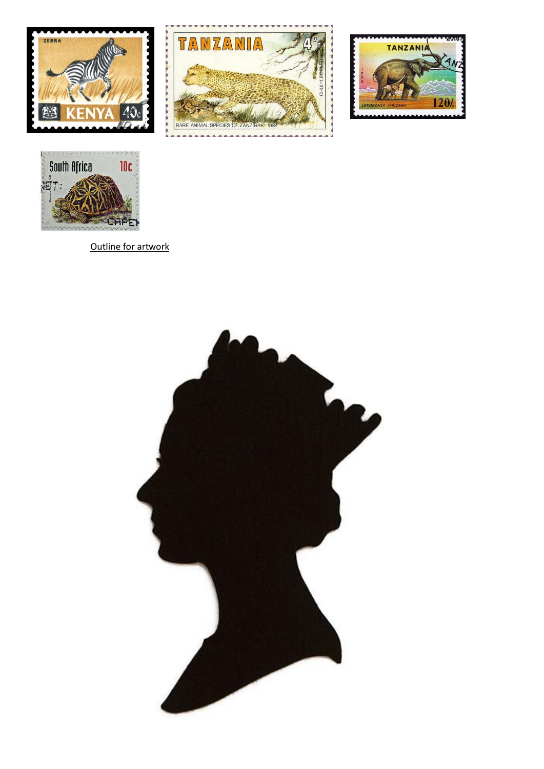Outline for artwork